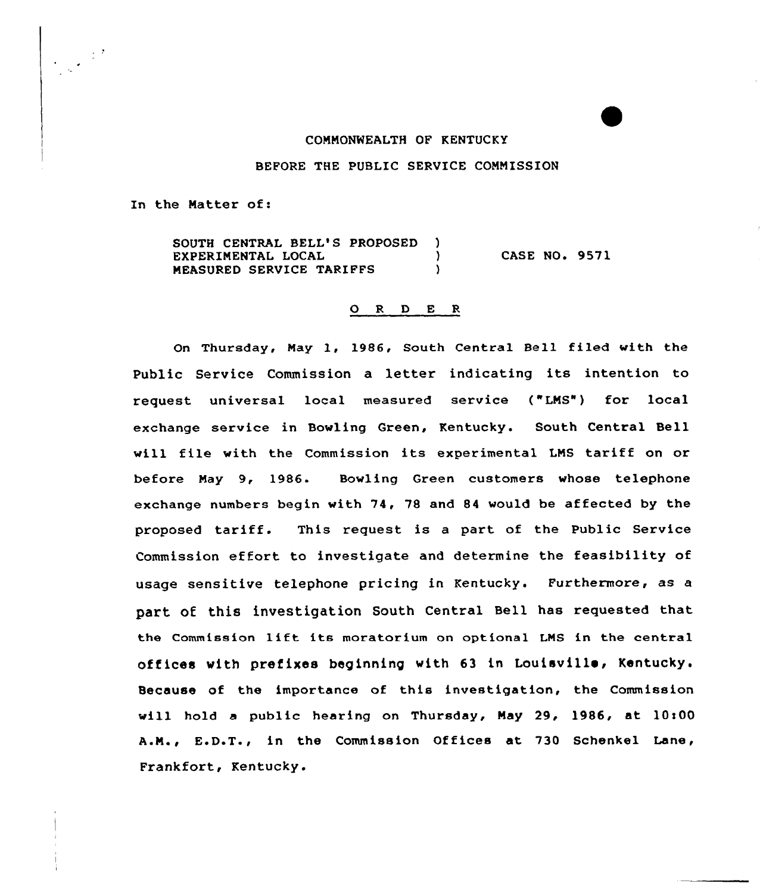COMMONWEALTH OF KENTUCKY

BEFORE THE PUBLIC SERVICE COMMISSION

In the Matter of:

SOUTH CENTRAL BELL'S PROPOSED EXPERIMENTAL LOCAL MEASURED SERVICE TARIFFS ) CASE NO. 9571

## O R D E R

On Thursday, May 1, 1986, South Central Bell filed with the Public Service Commission a letter indicating its intention to request universal local measured service ("LMS") for local exchange service in Bowling Green, Kentucky. South Central Bell will file with the Commission its experimental LMS tariff on or before May 9, 1986. Bowling Green customers whose telephone exchange numbers begin with 74, 78 and 84 would be affected by the proposed tariff. This request is a part of the Public Service Commission effort to investigate and determine the feasibility of usage sensitive telephone pricing in Kentucky. Furthermore, as a part of this investigation South Central Bell has requested that the Commission lift its moratorium on optional LMS in the central offices with prefixes beginning with 63 in Louisville, Kentucky. Because of the importance of this investigation, the Commission will hold a public hearing on Thursday, May 29, 1986, at 10:00 A.M., E.D.T., in the Commission Offices at 730 Schenkel Lane, Frankfort, Kentucky.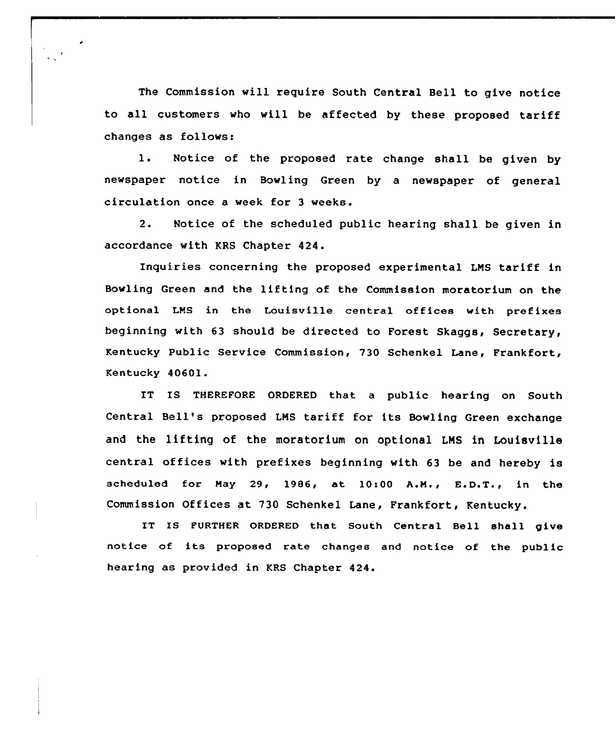The Commission will require South Central Bell to give notice to all customers who will be affected by these proposed tariff changes as follows:

1. Notice of the proposed rate change shall be given by newspaper notice in Bowling Green by a newspaper of general circulation once a week for 3 weeks.

2. Notice of the scheduled public hearing shall be given in accordance with KRS Chapter 424.

Inquiries concerning the proposed experimental LMS tariff in Bowling Green and the lifting of the Commission moratorium on the optional LMS in the Louisville central offices with prefixes beginning with 63 should be directed to Forest Skaggs, Secretary, Kentucky Public Service Commission, 730 Schenkel Lane, Frankfort, Kentucky 40601.

IT IS THEREFORE ORDERED that a public hearing on South Central Bell's proposed LMS tariff for its Bowling Green exchange and the lifting of the moratorium on optional LMS in Louisville central offices with prefixes beginning with 63 be and hereby is scheduled for May 29, 1986, at 10:00 A.M., E.D.T., in the Commission Offices at 730 Schenkel Lane, Frankfort, Kentucky.

IT IS FURTHER ORDERED that South Central Bell shall give notice of its proposed rate changes and notice of the public hearing as provided in KRS Chapter 424.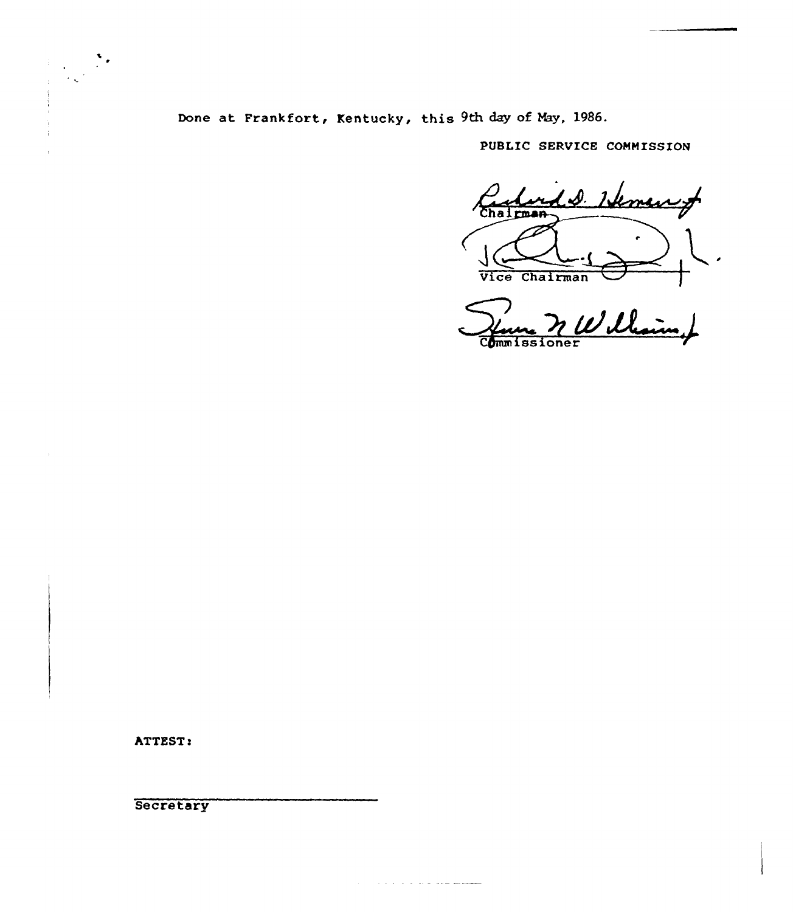Done at Frankfort, Kentucky, this 9th day of May, 1986.

PUBLIC SERVICE COMMISSION

Chairman

Vice Chairman

Commissioner

ATTEST:

Secretary